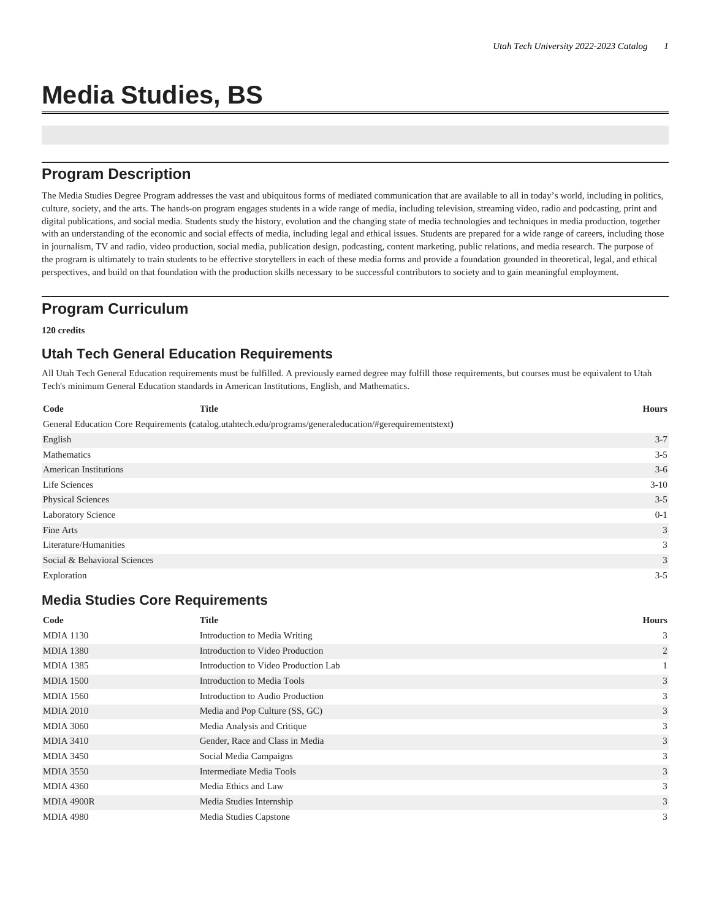# Media Studies, BS

## Program Description

The Media Studies Degree Program addresses the vast and ubiquitous forms of mediated communication that are available to all in today's world, including in politics, culture, society, and the arts. The hands-on program engages students in a wide range of media, including television, streaming video, radio and podcasting, print and digital publications, and social media. Students study the history, evolution and the changing state of media technologies and techniques in media production, together with an understanding of the economic and social effects of media, including legal and ethical issues. Students are prepared for a wide range of careers, including those in journalism, TV and radio, video production, social media, publication design, podcasting, content marketing, public relations, and media research. The purpose of the program is ultimately to train students to be effective storytellers in each of these media forms and provide a foundation grounded in theoretical, legal, and ethical perspectives, and build on that foundation with the production skills necessary to be successful contributors to society and to gain meaningful employment.

## Program Curriculum

**120 credits**

### Utah Tech General Education Requirements

All Utah Tech General Education requirements must be fulfilled. A previously earned degree may fulfill those requirements, but courses must be equivalent to Utah Tech's minimum General Education standards in American Institutions, English, and Mathematics.

| Code | Title | Hours |
|---|---|---|
| General Education Core Requirements (catalog.utahtech.edu/programs/generaleducation/#gerequirementstext) | | |
| English | | 3-7 |
| Mathematics | | 3-5 |
| American Institutions | | 3-6 |
| Life Sciences | | 3-10 |
| Physical Sciences | | 3-5 |
| Laboratory Science | | 0-1 |
| Fine Arts | | 3 |
| Literature/Humanities | | 3 |
| Social & Behavioral Sciences | | 3 |
| Exploration | | 3-5 |

### Media Studies Core Requirements

| Code | Title | Hours |
|---|---|---|
| MDIA 1130 | Introduction to Media Writing | 3 |
| MDIA 1380 | Introduction to Video Production | 2 |
| MDIA 1385 | Introduction to Video Production Lab | 1 |
| MDIA 1500 | Introduction to Media Tools | 3 |
| MDIA 1560 | Introduction to Audio Production | 3 |
| MDIA 2010 | Media and Pop Culture (SS, GC) | 3 |
| MDIA 3060 | Media Analysis and Critique | 3 |
| MDIA 3410 | Gender, Race and Class in Media | 3 |
| MDIA 3450 | Social Media Campaigns | 3 |
| MDIA 3550 | Intermediate Media Tools | 3 |
| MDIA 4360 | Media Ethics and Law | 3 |
| MDIA 4900R | Media Studies Internship | 3 |
| MDIA 4980 | Media Studies Capstone | 3 |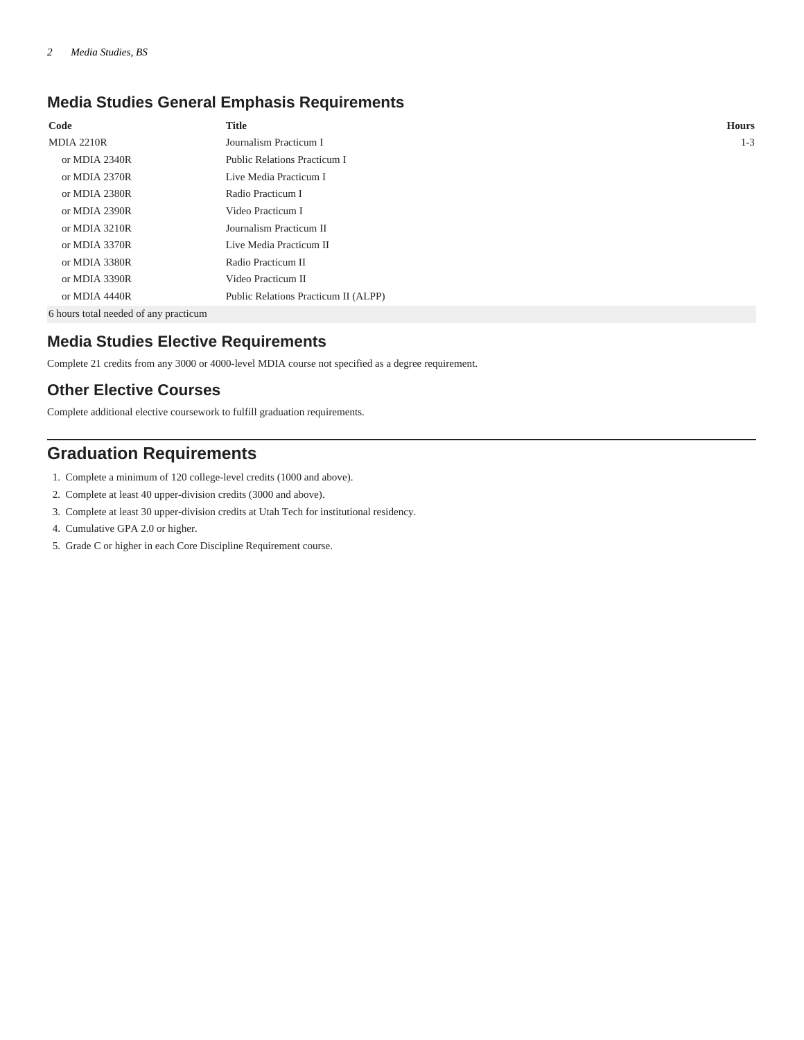## Media Studies General Emphasis Requirements

| Code | Title | Hours |
| --- | --- | --- |
| MDIA 2210R | Journalism Practicum I | 1-3 |
| or MDIA 2340R | Public Relations Practicum I | |
| or MDIA 2370R | Live Media Practicum I | |
| or MDIA 2380R | Radio Practicum I | |
| or MDIA 2390R | Video Practicum I | |
| or MDIA 3210R | Journalism Practicum II | |
| or MDIA 3370R | Live Media Practicum II | |
| or MDIA 3380R | Radio Practicum II | |
| or MDIA 3390R | Video Practicum II | |
| or MDIA 4440R | Public Relations Practicum II (ALPP) | |
| 6 hours total needed of any practicum | | |

## Media Studies Elective Requirements

Complete 21 credits from any 3000 or 4000-level MDIA course not specified as a degree requirement.

## Other Elective Courses

Complete additional elective coursework to fulfill graduation requirements.

---

## Graduation Requirements

1. Complete a minimum of 120 college-level credits (1000 and above).
2. Complete at least 40 upper-division credits (3000 and above).
3. Complete at least 30 upper-division credits at Utah Tech for institutional residency.
4. Cumulative GPA 2.0 or higher.
5. Grade C or higher in each Core Discipline Requirement course.